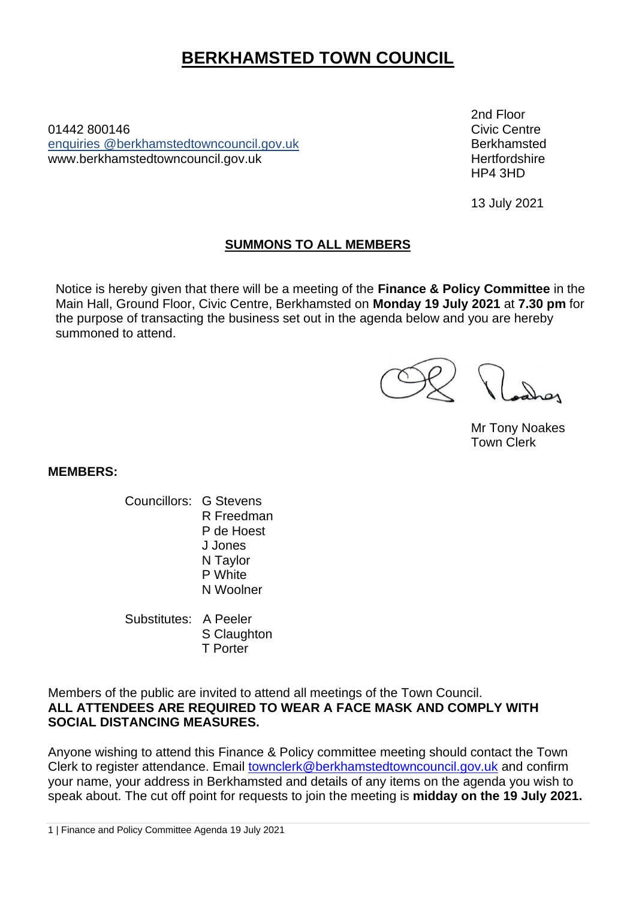# BERKHAMSTED TOWN COUNCIL

01442 800146
enquiries @berkhamstedtowncouncil.gov.uk
www.berkhamstedtowncouncil.gov.uk

2nd Floor
Civic Centre
Berkhamsted
Hertfordshire
HP4 3HD

13 July 2021

## SUMMONS TO ALL MEMBERS

Notice is hereby given that there will be a meeting of the **Finance & Policy Committee** in the Main Hall, Ground Floor, Civic Centre, Berkhamsted on **Monday 19 July 2021** at **7.30 pm** for the purpose of transacting the business set out in the agenda below and you are hereby summoned to attend.

Mr Tony Noakes
Town Clerk

**MEMBERS:**

Councillors:
- G Stevens
- R Freedman
- P de Hoest
- J Jones
- N Taylor
- P White
- N Woolner

Substitutes:
- A Peeler
- S Claughton
- T Porter

Members of the public are invited to attend all meetings of the Town Council.
**ALL ATTENDEES ARE REQUIRED TO WEAR A FACE MASK AND COMPLY WITH SOCIAL DISTANCING MEASURES.**

Anyone wishing to attend this Finance & Policy committee meeting should contact the Town Clerk to register attendance. Email townclerk@berkhamstedtowncouncil.gov.uk and confirm your name, your address in Berkhamsted and details of any items on the agenda you wish to speak about. The cut off point for requests to join the meeting is **midday on the 19 July 2021.**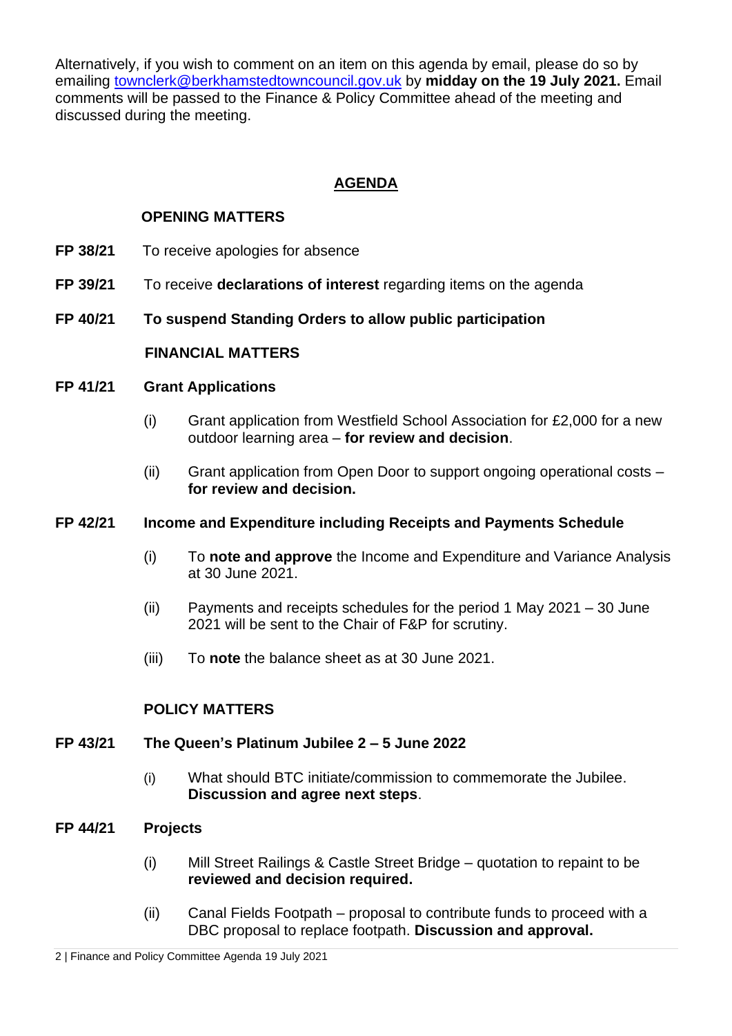Alternatively, if you wish to comment on an item on this agenda by email, please do so by emailing [townclerk@berkhamstedtowncouncil.gov.uk](mailto:townclerk@berkhamstedtowncouncil.gov.uk) by **midday on the 19 July 2021.** Email comments will be passed to the Finance & Policy Committee ahead of the meeting and discussed during the meeting.

## AGENDA

### OPENING MATTERS

**FP 38/21** To receive apologies for absence

**FP 39/21** To receive **declarations of interest** regarding items on the agenda

**FP 40/21** **To suspend Standing Orders to allow public participation**

### FINANCIAL MATTERS

**FP 41/21** **Grant Applications**

(i) Grant application from Westfield School Association for £2,000 for a new outdoor learning area – **for review and decision**.

(ii) Grant application from Open Door to support ongoing operational costs – **for review and decision.**

**FP 42/21** **Income and Expenditure including Receipts and Payments Schedule**

(i) To **note and approve** the Income and Expenditure and Variance Analysis at 30 June 2021.

(ii) Payments and receipts schedules for the period 1 May 2021 – 30 June 2021 will be sent to the Chair of F&P for scrutiny.

(iii) To **note** the balance sheet as at 30 June 2021.

### POLICY MATTERS

**FP 43/21** **The Queen's Platinum Jubilee 2 – 5 June 2022**

(i) What should BTC initiate/commission to commemorate the Jubilee. **Discussion and agree next steps**.

**FP 44/21** **Projects**

(i) Mill Street Railings & Castle Street Bridge – quotation to repaint to be **reviewed and decision required.**

(ii) Canal Fields Footpath – proposal to contribute funds to proceed with a DBC proposal to replace footpath. **Discussion and approval.**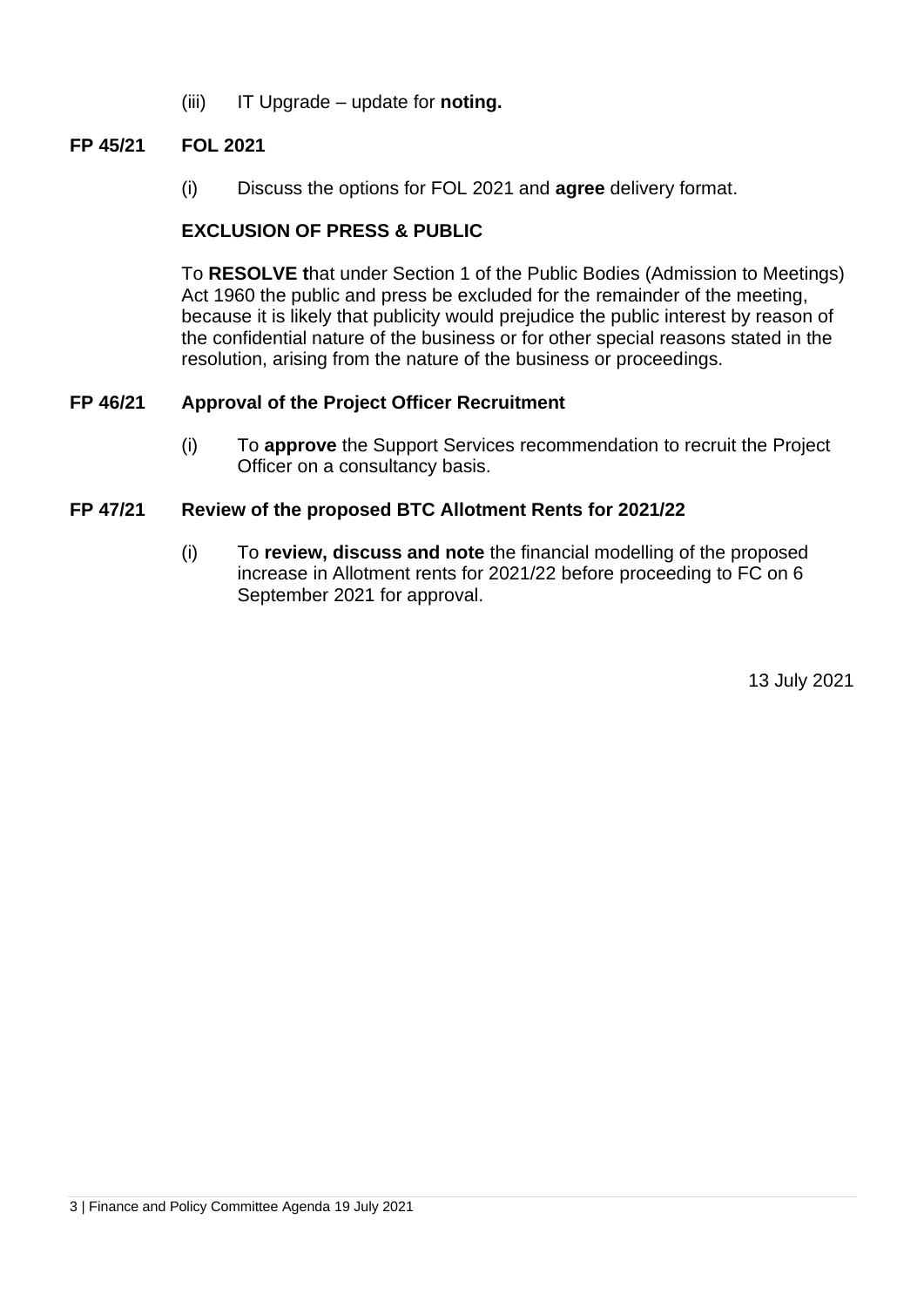(iii) IT Upgrade – update for **noting.**

**FP 45/21 FOL 2021**

(i) Discuss the options for FOL 2021 and **agree** delivery format.

**EXCLUSION OF PRESS & PUBLIC**

To **RESOLVE t**hat under Section 1 of the Public Bodies (Admission to Meetings) Act 1960 the public and press be excluded for the remainder of the meeting, because it is likely that publicity would prejudice the public interest by reason of the confidential nature of the business or for other special reasons stated in the resolution, arising from the nature of the business or proceedings.

**FP 46/21 Approval of the Project Officer Recruitment**

(i) To **approve** the Support Services recommendation to recruit the Project Officer on a consultancy basis.

**FP 47/21 Review of the proposed BTC Allotment Rents for 2021/22**

(i) To **review, discuss and note** the financial modelling of the proposed increase in Allotment rents for 2021/22 before proceeding to FC on 6 September 2021 for approval.

13 July 2021